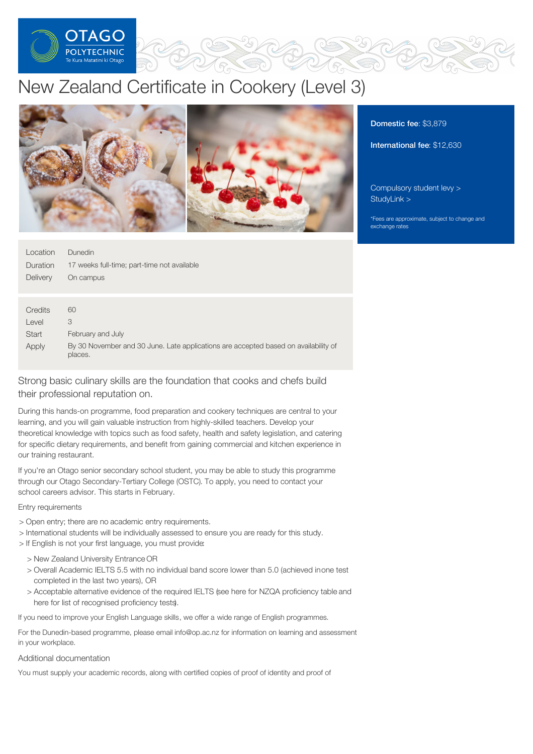# New Zealand Certificate in Cookery (Level 3)

**Domestic fee**: $3,879

**International fee**: $12,630

Compulsory student levy >
StudyLink >

*Fees are approximate, subject to change and exchange rates

| | |
|---|---|
| Location | Dunedin |
| Duration | 17 weeks full-time; part-time not available |
| Delivery | On campus |

| | |
|---|---|
| Credits | 60 |
| Level | 3 |
| Start | February and July |
| Apply | By 30 November and 30 June. Late applications are accepted based on availability of places. |

## Strong basic culinary skills are the foundation that cooks and chefs build their professional reputation on.

During this hands-on programme, food preparation and cookery techniques are central to your learning, and you will gain valuable instruction from highly-skilled teachers. Develop your theoretical knowledge with topics such as food safety, health and safety legislation, and catering for specific dietary requirements, and benefit from gaining commercial and kitchen experience in our training restaurant.

If you're an Otago senior secondary school student, you may be able to study this programme through our Otago Secondary-Tertiary College (OSTC). To apply, you need to contact your school careers advisor. This starts in February.

### Entry requirements

- Open entry; there are no academic entry requirements.
- International students will be individually assessed to ensure you are ready for this study.
- If English is not your first language, you must provide:
  - New Zealand University Entrance OR
  - Overall Academic IELTS 5.5 with no individual band score lower than 5.0 (achieved in one test completed in the last two years), OR
  - Acceptable alternative evidence of the required IELTS (see here for NZQA proficiency table and here for list of recognised proficiency tests).

If you need to improve your English Language skills, we offer a wide range of English programmes.

For the Dunedin-based programme, please email info@op.ac.nz for information on learning and assessment in your workplace.

### Additional documentation

You must supply your academic records, along with certified copies of proof of identity and proof of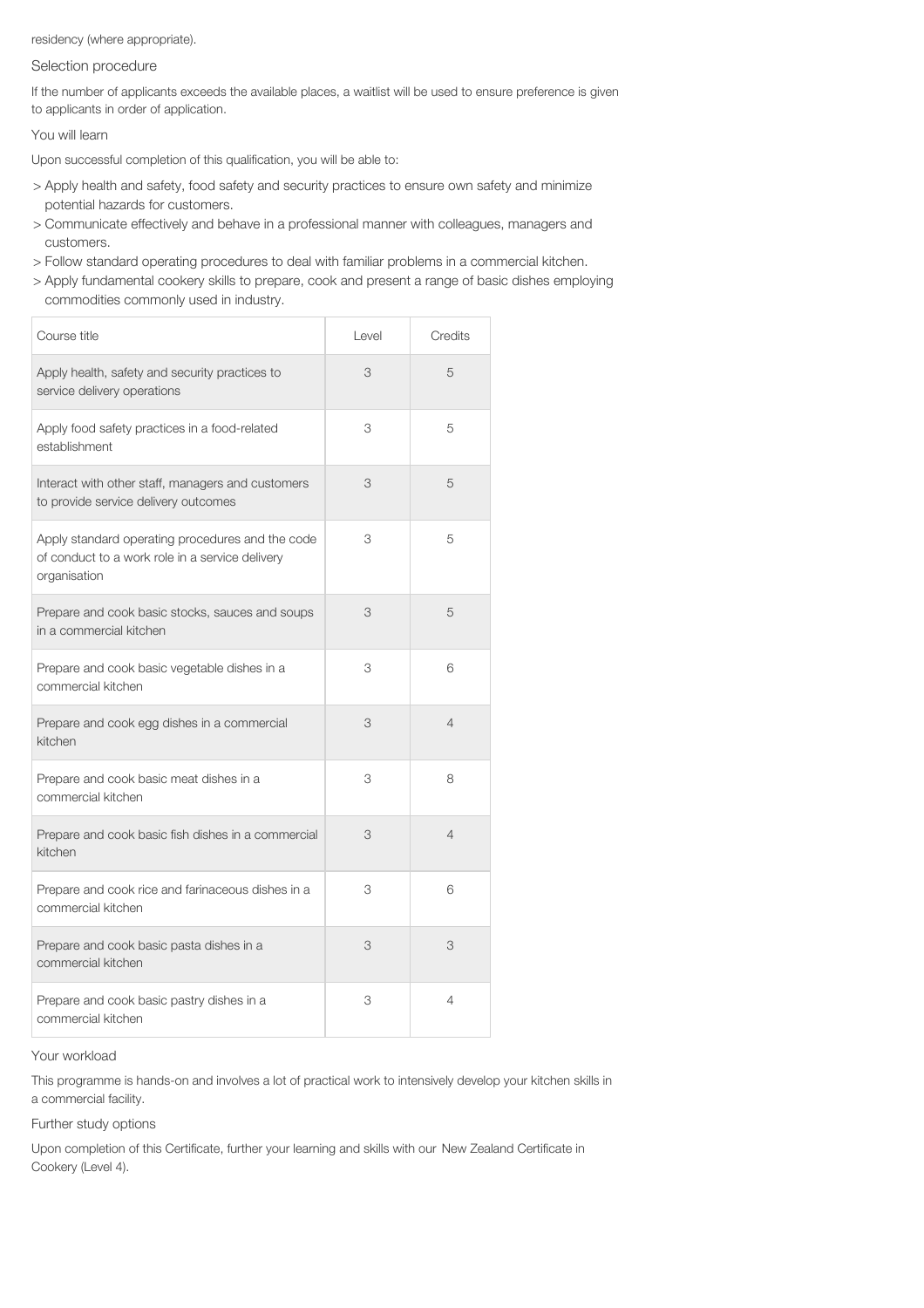residency (where appropriate).

## Selection procedure

If the number of applicants exceeds the available places, a waitlist will be used to ensure preference is given to applicants in order of application.

## You will learn

Upon successful completion of this qualification, you will be able to:

> Apply health and safety, food safety and security practices to ensure own safety and minimize potential hazards for customers.
> Communicate effectively and behave in a professional manner with colleagues, managers and customers.
> Follow standard operating procedures to deal with familiar problems in a commercial kitchen.
> Apply fundamental cookery skills to prepare, cook and present a range of basic dishes employing commodities commonly used in industry.

| Course title | Level | Credits |
| --- | --- | --- |
| Apply health, safety and security practices to service delivery operations | 3 | 5 |
| Apply food safety practices in a food-related establishment | 3 | 5 |
| Interact with other staff, managers and customers to provide service delivery outcomes | 3 | 5 |
| Apply standard operating procedures and the code of conduct to a work role in a service delivery organisation | 3 | 5 |
| Prepare and cook basic stocks, sauces and soups in a commercial kitchen | 3 | 5 |
| Prepare and cook basic vegetable dishes in a commercial kitchen | 3 | 6 |
| Prepare and cook egg dishes in a commercial kitchen | 3 | 4 |
| Prepare and cook basic meat dishes in a commercial kitchen | 3 | 8 |
| Prepare and cook basic fish dishes in a commercial kitchen | 3 | 4 |
| Prepare and cook rice and farinaceous dishes in a commercial kitchen | 3 | 6 |
| Prepare and cook basic pasta dishes in a commercial kitchen | 3 | 3 |
| Prepare and cook basic pastry dishes in a commercial kitchen | 3 | 4 |

## Your workload

This programme is hands-on and involves a lot of practical work to intensively develop your kitchen skills in a commercial facility.

## Further study options

Upon completion of this Certificate, further your learning and skills with our New Zealand Certificate in Cookery (Level 4).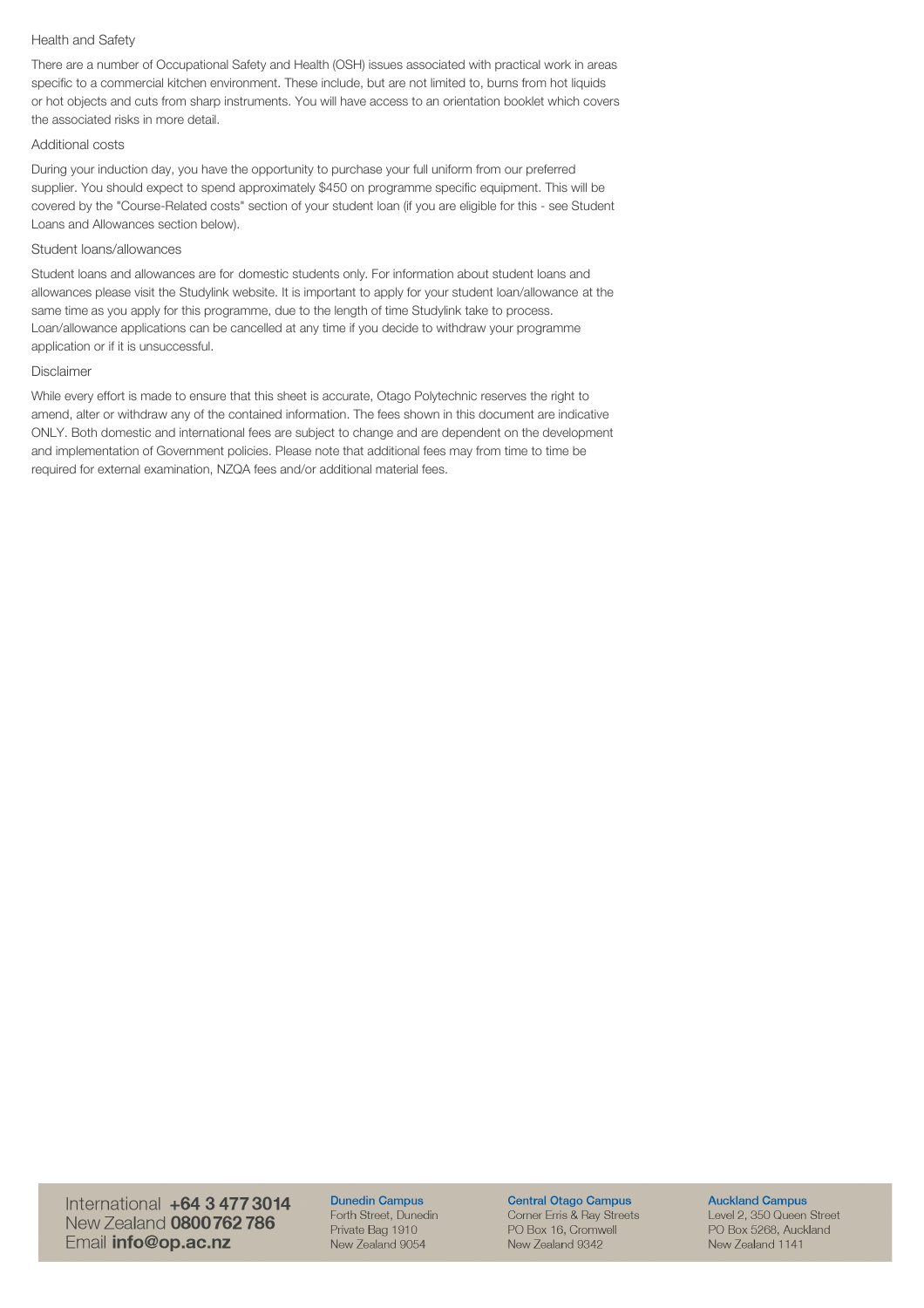## Health and Safety

There are a number of Occupational Safety and Health (OSH) issues associated with practical work in areas specific to a commercial kitchen environment. These include, but are not limited to, burns from hot liquids or hot objects and cuts from sharp instruments. You will have access to an orientation booklet which covers the associated risks in more detail.

## Additional costs

During your induction day, you have the opportunity to purchase your full uniform from our preferred supplier. You should expect to spend approximately $450 on programme specific equipment. This will be covered by the "Course-Related costs" section of your student loan (if you are eligible for this - see Student Loans and Allowances section below).

## Student loans/allowances

Student loans and allowances are for domestic students only. For information about student loans and allowances please visit the Studylink website. It is important to apply for your student loan/allowance at the same time as you apply for this programme, due to the length of time Studylink take to process. Loan/allowance applications can be cancelled at any time if you decide to withdraw your programme application or if it is unsuccessful.

## Disclaimer

While every effort is made to ensure that this sheet is accurate, Otago Polytechnic reserves the right to amend, alter or withdraw any of the contained information. The fees shown in this document are indicative ONLY. Both domestic and international fees are subject to change and are dependent on the development and implementation of Government policies. Please note that additional fees may from time to time be required for external examination, NZQA fees and/or additional material fees.

International **+64 3 477 3014**
New Zealand **0800 762 786**
Email **info@op.ac.nz**

**Dunedin Campus**
Forth Street, Dunedin
Private Bag 1910
New Zealand 9054

**Central Otago Campus**
Corner Erris & Ray Streets
PO Box 16, Cromwell
New Zealand 9342

**Auckland Campus**
Level 2, 350 Queen Street
PO Box 5268, Auckland
New Zealand 1141